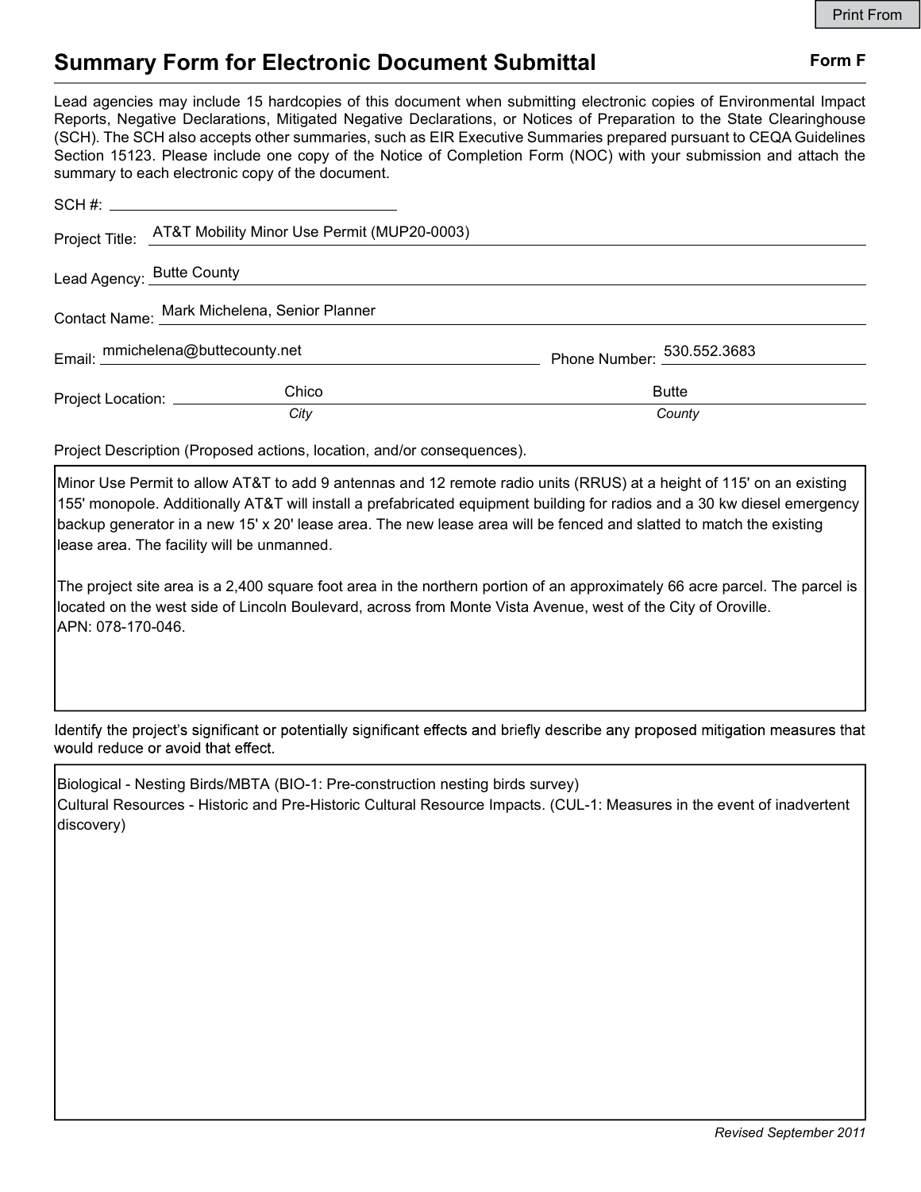# Summary Form for Electronic Document Submittal

**Form F**

Lead agencies may include 15 hardcopies of this document when submitting electronic copies of Environmental Impact Reports, Negative Declarations, Mitigated Negative Declarations, or Notices of Preparation to the State Clearinghouse (SCH). The SCH also accepts other summaries, such as EIR Executive Summaries prepared pursuant to CEQA Guidelines Section 15123. Please include one copy of the Notice of Completion Form (NOC) with your submission and attach the summary to each electronic copy of the document.

SCH #:

Project Title: AT&T Mobility Minor Use Permit (MUP20-0003)

Lead Agency: Butte County

Contact Name: Mark Michelena, Senior Planner

Email: mmichelena@buttecounty.net

Phone Number: 530.552.3683

Project Location: Chico (*City*), Butte (*County*)

Project Description (Proposed actions, location, and/or consequences).

Minor Use Permit to allow AT&T to add 9 antennas and 12 remote radio units (RRUS) at a height of 115' on an existing 155' monopole. Additionally AT&T will install a prefabricated equipment building for radios and a 30 kw diesel emergency backup generator in a new 15' x 20' lease area. The new lease area will be fenced and slatted to match the existing lease area. The facility will be unmanned.

The project site area is a 2,400 square foot area in the northern portion of an approximately 66 acre parcel. The parcel is located on the west side of Lincoln Boulevard, across from Monte Vista Avenue, west of the City of Oroville.
APN: 078-170-046.

Identify the project's significant or potentially significant effects and briefly describe any proposed mitigation measures that would reduce or avoid that effect.

Biological - Nesting Birds/MBTA (BIO-1: Pre-construction nesting birds survey)
Cultural Resources - Historic and Pre-Historic Cultural Resource Impacts. (CUL-1: Measures in the event of inadvertent discovery)

*Revised September 2011*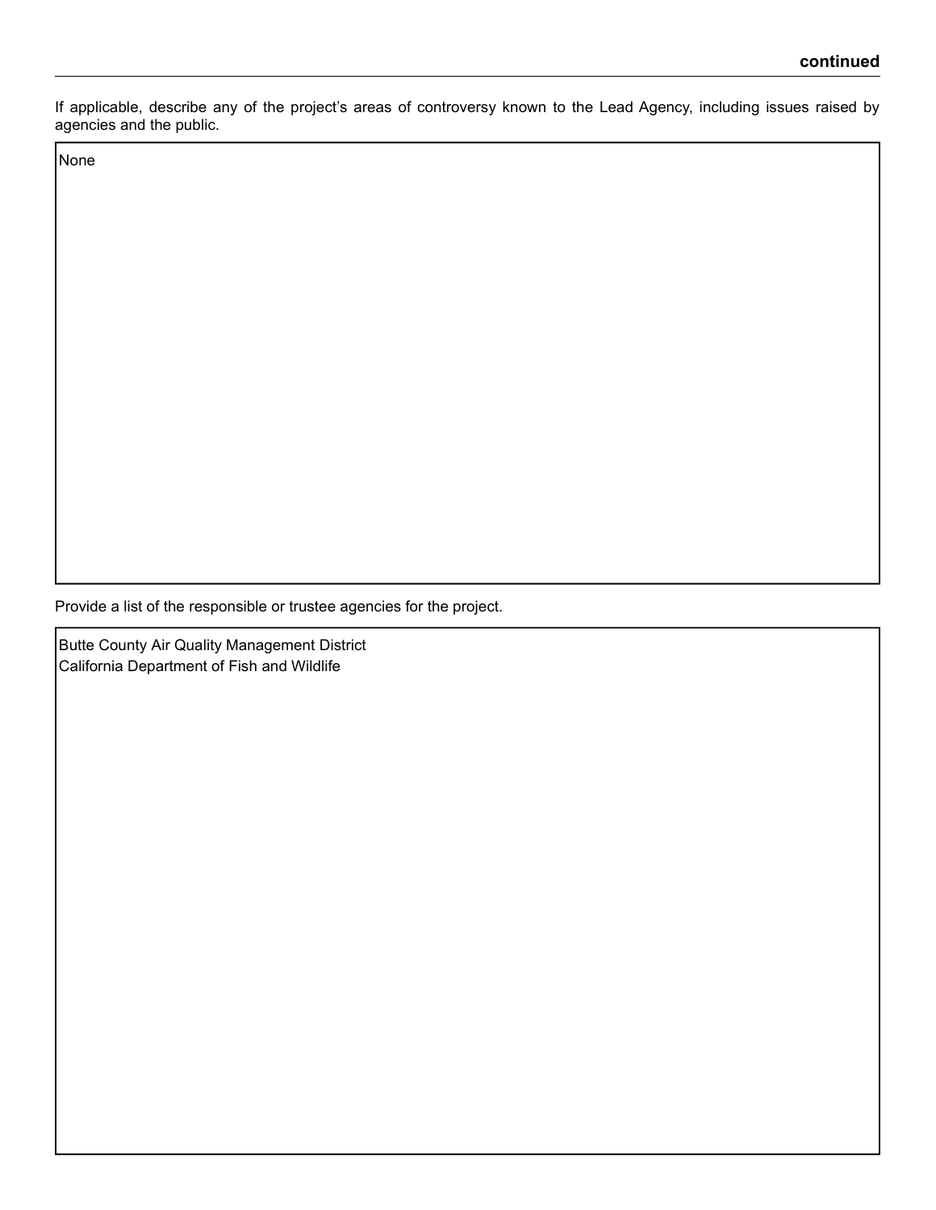**continued**

If applicable, describe any of the project's areas of controversy known to the Lead Agency, including issues raised by agencies and the public.

None

Provide a list of the responsible or trustee agencies for the project.

Butte County Air Quality Management District
California Department of Fish and Wildlife